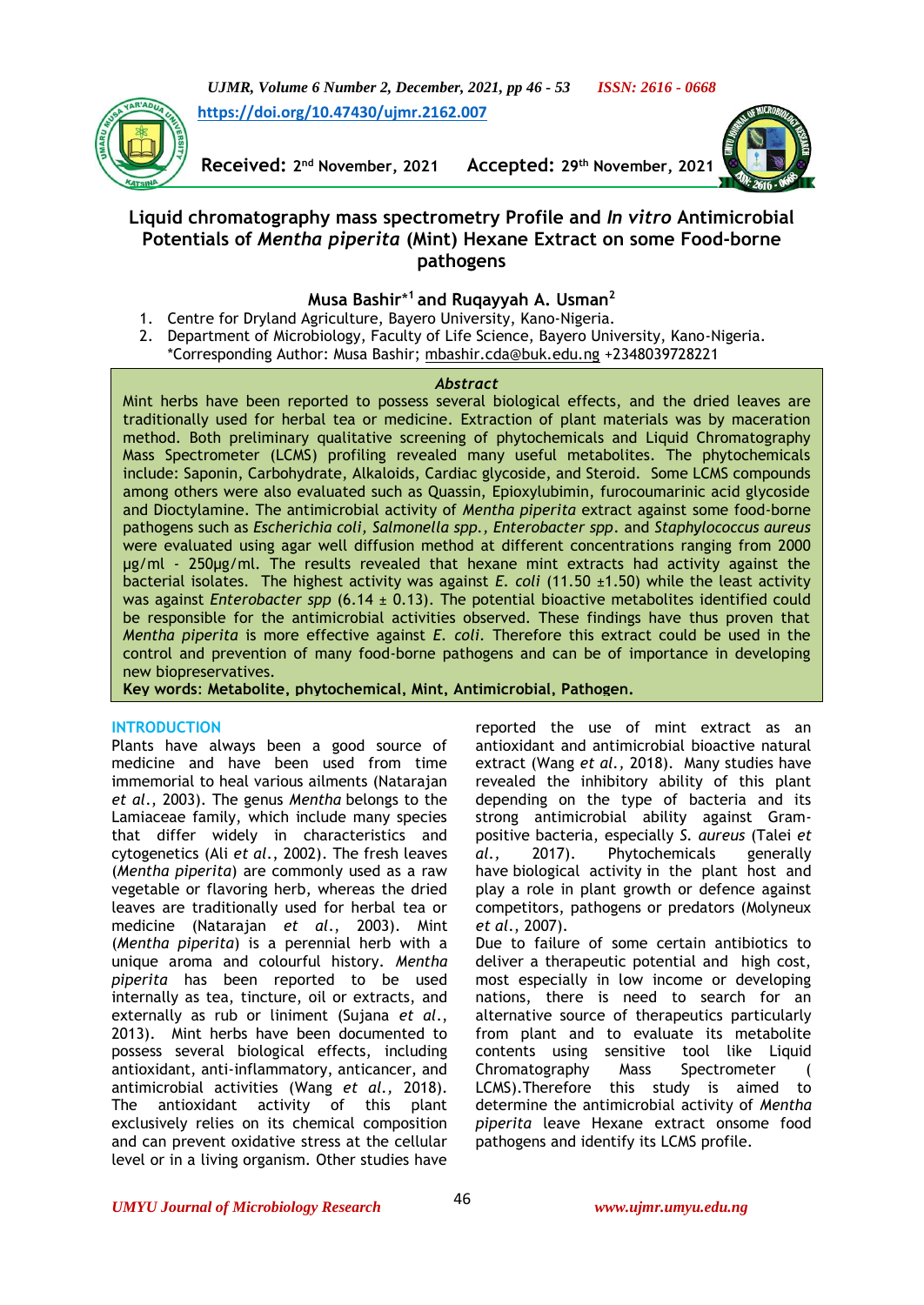https://doi.org/10.47430/ujmr.2162.007

**Received:** 2nd November, 2021 **Accepted:** 29th November, 2021

# Liquid chromatography mass spectrometry Profile and *In vitro* Antimicrobial Potentials of *Mentha piperita* (Mint) Hexane Extract on some Food-borne pathogens

**Musa Bashir*[1] and Ruqayyah A. Usman[2]**

1. Centre for Dryland Agriculture, Bayero University, Kano-Nigeria.
2. Department of Microbiology, Faculty of Life Science, Bayero University, Kano-Nigeria.

*Corresponding Author: Musa Bashir; mbashir.cda@buk.edu.ng +2348039728221

## *Abstract*

Mint herbs have been reported to possess several biological effects, and the dried leaves are traditionally used for herbal tea or medicine. Extraction of plant materials was by maceration method. Both preliminary qualitative screening of phytochemicals and Liquid Chromatography Mass Spectrometer (LCMS) profiling revealed many useful metabolites. The phytochemicals include: Saponin, Carbohydrate, Alkaloids, Cardiac glycoside, and Steroid. Some LCMS compounds among others were also evaluated such as Quassin, Epioxylubimin, furocoumarinic acid glycoside and Dioctylamine. The antimicrobial activity of *Mentha piperita* extract against some food-borne pathogens such as *Escherichia coli*, *Salmonella spp.*, *Enterobacter* spp. and *Staphylococcus aureus* were evaluated using agar well diffusion method at different concentrations ranging from 2000 µg/ml - 250µg/ml. The results revealed that hexane mint extracts had activity against the bacterial isolates. The highest activity was against *E. coli* (11.50 ±1.50) while the least activity was against *Enterobacter spp* (6.14 ± 0.13). The potential bioactive metabolites identified could be responsible for the antimicrobial activities observed. These findings have thus proven that *Mentha piperita* is more effective against *E. coli*. Therefore this extract could be used in the control and prevention of many food-borne pathogens and can be of importance in developing new biopreservatives.

**Key words**: **Metabolite, phytochemical, Mint, Antimicrobial, Pathogen.**

## INTRODUCTION

Plants have always been a good source of medicine and have been used from time immemorial to heal various ailments (Natarajan *et al*., 2003). The genus *Mentha* belongs to the Lamiaceae family, which include many species that differ widely in characteristics and cytogenetics (Ali *et al*., 2002). The fresh leaves (*Mentha piperita*) are commonly used as a raw vegetable or flavoring herb, whereas the dried leaves are traditionally used for herbal tea or medicine (Natarajan *et al*., 2003). Mint (*Mentha piperita*) is a perennial herb with a unique aroma and colourful history. *Mentha piperita* has been reported to be used internally as tea, tincture, oil or extracts, and externally as rub or liniment (Sujana *et al*., 2013). Mint herbs have been documented to possess several biological effects, including antioxidant, anti-inflammatory, anticancer, and antimicrobial activities (Wang *et al*., 2018). The antioxidant activity of this plant exclusively relies on its chemical composition and can prevent oxidative stress at the cellular level or in a living organism. Other studies have reported the use of mint extract as an antioxidant and antimicrobial bioactive natural extract (Wang *et al*., 2018). Many studies have revealed the inhibitory ability of this plant depending on the type of bacteria and its strong antimicrobial ability against Gram-positive bacteria, especially *S. aureus* (Talei *et al.*, 2017). Phytochemicals generally have biological activity in the plant host and play a role in plant growth or defence against competitors, pathogens or predators (Molyneux *et al*., 2007).

Due to failure of some certain antibiotics to deliver a therapeutic potential and high cost, most especially in low income or developing nations, there is need to search for an alternative source of therapeutics particularly from plant and to evaluate its metabolite contents using sensitive tool like Liquid Chromatography Mass Spectrometer ( LCMS).Therefore this study is aimed to determine the antimicrobial activity of *Mentha piperita* leave Hexane extract onsome food pathogens and identify its LCMS profile.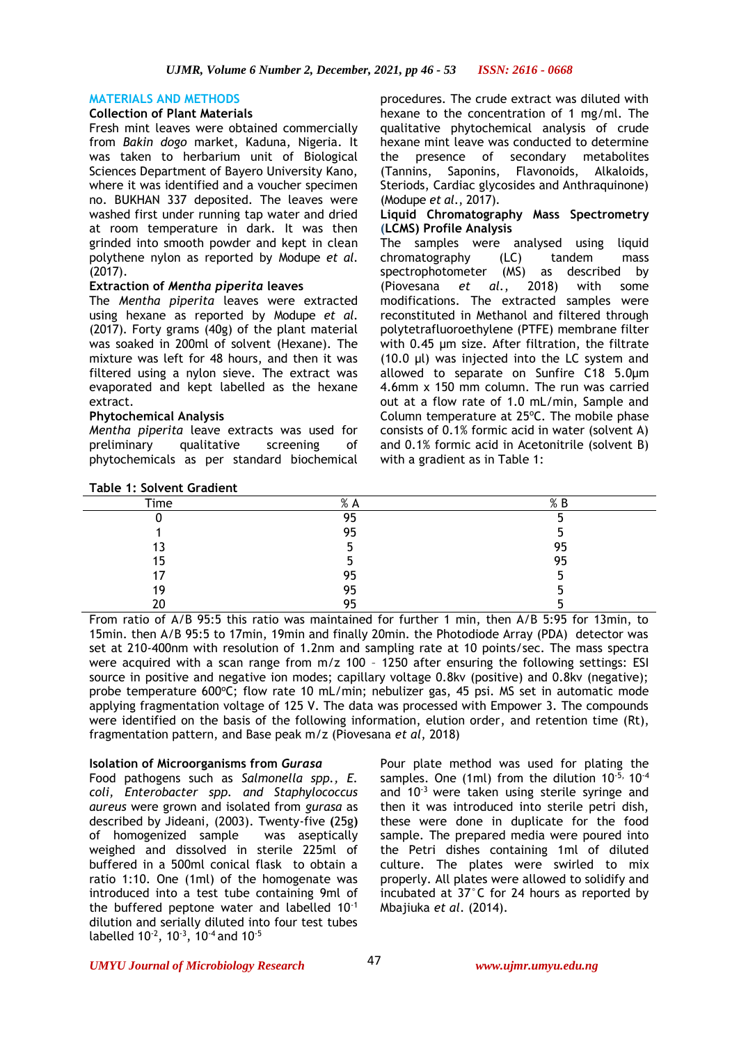## MATERIALS AND METHODS

### Collection of Plant Materials

Fresh mint leaves were obtained commercially from *Bakin dogo* market, Kaduna, Nigeria. It was taken to herbarium unit of Biological Sciences Department of Bayero University Kano, where it was identified and a voucher specimen no. BUKHAN 337 deposited. The leaves were washed first under running tap water and dried at room temperature in dark. It was then grinded into smooth powder and kept in clean polythene nylon as reported by Modupe *et al.* (2017).

### Extraction of *Mentha piperita* leaves

The *Mentha piperita* leaves were extracted using hexane as reported by Modupe *et al.* (2017). Forty grams (40g) of the plant material was soaked in 200ml of solvent (Hexane). The mixture was left for 48 hours, and then it was filtered using a nylon sieve. The extract was evaporated and kept labelled as the hexane extract.

### Phytochemical Analysis

*Mentha piperita* leave extracts was used for preliminary qualitative screening of phytochemicals as per standard biochemical procedures. The crude extract was diluted with hexane to the concentration of 1 mg/ml. The qualitative phytochemical analysis of crude hexane mint leave was conducted to determine the presence of secondary metabolites (Tannins, Saponins, Flavonoids, Alkaloids, Steriods, Cardiac glycosides and Anthraquinone) (Modupe *et al.*, 2017).

### Liquid Chromatography Mass Spectrometry (LCMS) Profile Analysis

The samples were analysed using liquid chromatography (LC) tandem mass spectrophotometer (MS) as described by (Piovesana *et al.*, 2018) with some modifications. The extracted samples were reconstituted in Methanol and filtered through polytetrafluoroethylene (PTFE) membrane filter with 0.45 µm size. After filtration, the filtrate (10.0 µl) was injected into the LC system and allowed to separate on Sunfire C18 5.0µm 4.6mm x 150 mm column. The run was carried out at a flow rate of 1.0 mL/min, Sample and Column temperature at 25ºC. The mobile phase consists of 0.1% formic acid in water (solvent A) and 0.1% formic acid in Acetonitrile (solvent B) with a gradient as in Table 1:

**Table 1: Solvent Gradient**

| Time | % A | % B |
|---|---|---|
| 0 | 95 | 5 |
| 1 | 95 | 5 |
| 13 | 5 | 95 |
| 15 | 5 | 95 |
| 17 | 95 | 5 |
| 19 | 95 | 5 |
| 20 | 95 | 5 |

From ratio of A/B 95:5 this ratio was maintained for further 1 min, then A/B 5:95 for 13min, to 15min. then A/B 95:5 to 17min, 19min and finally 20min. the Photodiode Array (PDA) detector was set at 210-400nm with resolution of 1.2nm and sampling rate at 10 points/sec. The mass spectra were acquired with a scan range from m/z 100 – 1250 after ensuring the following settings: ESI source in positive and negative ion modes; capillary voltage 0.8kv (positive) and 0.8kv (negative); probe temperature 600ºC; flow rate 10 mL/min; nebulizer gas, 45 psi. MS set in automatic mode applying fragmentation voltage of 125 V. The data was processed with Empower 3. The compounds were identified on the basis of the following information, elution order, and retention time (Rt), fragmentation pattern, and Base peak m/z (Piovesana *et al*, 2018)

### Isolation of Microorganisms from *Gurasa*

Food pathogens such as *Salmonella spp., E. coli, Enterobacter spp. and Staphylococcus aureus* were grown and isolated from *gurasa* as described by Jideani, (2003). Twenty-five (25g) of homogenized sample was aseptically weighed and dissolved in sterile 225ml of buffered in a 500ml conical flask to obtain a ratio 1:10. One (1ml) of the homogenate was introduced into a test tube containing 9ml of the buffered peptone water and labelled $10^{-1}$ dilution and serially diluted into four test tubes labelled $10^{-2}$, $10^{-3}$, $10^{-4}$ and $10^{-5}$

Pour plate method was used for plating the samples. One (1ml) from the dilution $10^{-5}$, $10^{-4}$ and $10^{-3}$ were taken using sterile syringe and then it was introduced into sterile petri dish, these were done in duplicate for the food sample. The prepared media were poured into the Petri dishes containing 1ml of diluted culture. The plates were swirled to mix properly. All plates were allowed to solidify and incubated at 37°C for 24 hours as reported by Mbajiuka *et al*. (2014).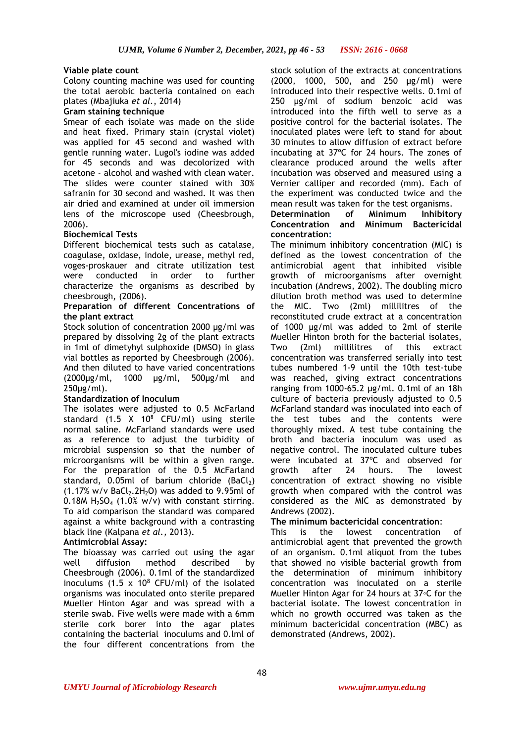**Viable plate count**

Colony counting machine was used for counting the total aerobic bacteria contained on each plates (Mbajiuka *et al.*, 2014)

**Gram staining technique**

Smear of each isolate was made on the slide and heat fixed. Primary stain (crystal violet) was applied for 45 second and washed with gentle running water. Lugol's iodine was added for 45 seconds and was decolorized with acetone - alcohol and washed with clean water. The slides were counter stained with 30% safranin for 30 second and washed. It was then air dried and examined at under oil immersion lens of the microscope used (Cheesbrough, 2006).

**Biochemical Tests**

Different biochemical tests such as catalase, coagulase, oxidase, indole, urease, methyl red, voges-proskauer and citrate utilization test were conducted in order to further characterize the organisms as described by cheesbrough, (2006).

**Preparation of different Concentrations of the plant extract**

Stock solution of concentration 2000 µg/ml was prepared by dissolving 2g of the plant extracts in 1ml of dimetyhyl sulphoxide (DMSO) in glass vial bottles as reported by Cheesbrough (2006). And then diluted to have varied concentrations (2000µg/ml, 1000 µg/ml, 500µg/ml and 250µg/ml).

**Standardization of Inoculum**

The isolates were adjusted to 0.5 McFarland standard (1.5 X $10^8$ CFU/ml) using sterile normal saline. McFarland standards were used as a reference to adjust the turbidity of microbial suspension so that the number of microorganisms will be within a given range. For the preparation of the 0.5 McFarland standard, 0.05ml of barium chloride ($BaCl_2$) (1.17% w/v $BaCl_2.2H_2O$) was added to 9.95ml of 0.18M $H_2SO_4$ (1.0% w/v) with constant stirring. To aid comparison the standard was compared against a white background with a contrasting black line (Kalpana *et al.*, 2013).

**Antimicrobial Assay:**

The bioassay was carried out using the agar well diffusion method described by Cheesbrough (2006). 0.1ml of the standardized inoculums (1.5 x $10^8$ CFU/ml) of the isolated organisms was inoculated onto sterile prepared Mueller Hinton Agar and was spread with a sterile swab. Five wells were made with a 6mm sterile cork borer into the agar plates containing the bacterial inoculums and 0.lml of the four different concentrations from the stock solution of the extracts at concentrations (2000, 1000, 500, and 250 µg/ml) were introduced into their respective wells. 0.1ml of 250 µg/ml of sodium benzoic acid was introduced into the fifth well to serve as a positive control for the bacterial isolates. The inoculated plates were left to stand for about 30 minutes to allow diffusion of extract before incubating at 37ºC for 24 hours. The zones of clearance produced around the wells after incubation was observed and measured using a Vernier calliper and recorded (mm). Each of the experiment was conducted twice and the mean result was taken for the test organisms.

**Determination of Minimum Inhibitory Concentration and Minimum Bactericidal concentration:**

The minimum inhibitory concentration (MIC) is defined as the lowest concentration of the antimicrobial agent that inhibited visible growth of microorganisms after overnight incubation (Andrews, 2002). The doubling micro dilution broth method was used to determine the MIC. Two (2ml) millilitres of the reconstituted crude extract at a concentration of 1000 µg/ml was added to 2ml of sterile Mueller Hinton broth for the bacterial isolates, Two (2ml) millilitres of this extract concentration was transferred serially into test tubes numbered 1-9 until the 10th test-tube was reached, giving extract concentrations ranging from 1000-65.2 µg/ml. 0.1ml of an 18h culture of bacteria previously adjusted to 0.5 McFarland standard was inoculated into each of the test tubes and the contents were thoroughly mixed. A test tube containing the broth and bacteria inoculum was used as negative control. The inoculated culture tubes were incubated at 37ºC and observed for growth after 24 hours. The lowest concentration of extract showing no visible growth when compared with the control was considered as the MIC as demonstrated by Andrews (2002).

**The minimum bactericidal concentration**:

This is the lowest concentration of antimicrobial agent that prevented the growth of an organism. 0.1ml aliquot from the tubes that showed no visible bacterial growth from the determination of minimum inhibitory concentration was inoculated on a sterile Mueller Hinton Agar for 24 hours at 37◦C for the bacterial isolate. The lowest concentration in which no growth occurred was taken as the minimum bactericidal concentration (MBC) as demonstrated (Andrews, 2002).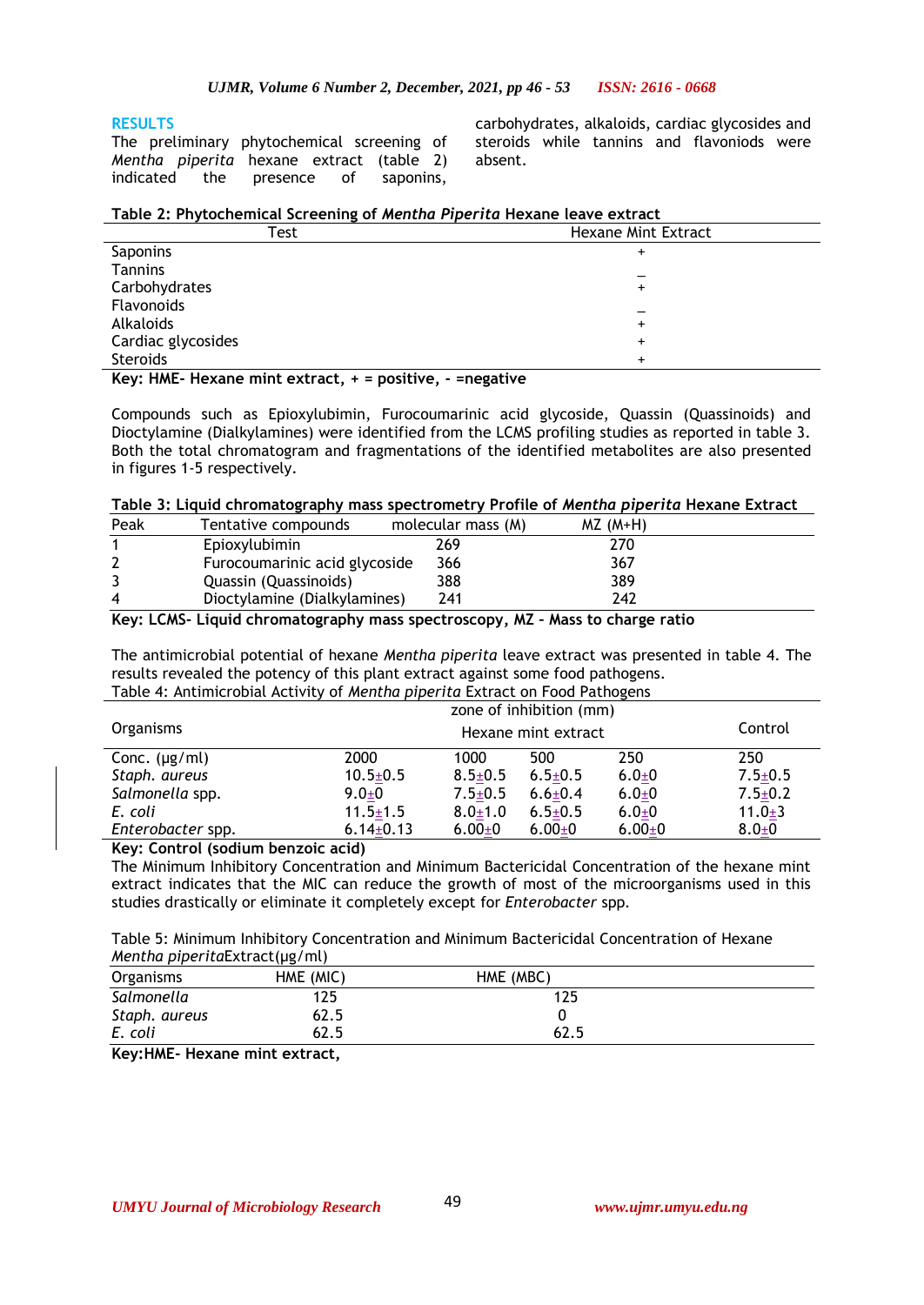## RESULTS

The preliminary phytochemical screening of *Mentha piperita* hexane extract (table 2) indicated the presence of saponins, carbohydrates, alkaloids, cardiac glycosides and steroids while tannins and flavoniods were absent.

**Table 2: Phytochemical Screening of *Mentha Piperita* Hexane leave extract**

| Test | Hexane Mint Extract |
|---|---|
| Saponins | + |
| Tannins | _ |
| Carbohydrates | + |
| Flavonoids | _ |
| Alkaloids | + |
| Cardiac glycosides | + |
| Steroids | + |

**Key: HME- Hexane mint extract, + = positive, - =negative**

Compounds such as Epioxylubimin, Furocoumarinic acid glycoside, Quassin (Quassinoids) and Dioctylamine (Dialkylamines) were identified from the LCMS profiling studies as reported in table 3. Both the total chromatogram and fragmentations of the identified metabolites are also presented in figures 1-5 respectively.

**Table 3: Liquid chromatography mass spectrometry Profile of *Mentha piperita* Hexane Extract**

| Peak | Tentative compounds | molecular mass (M) | MZ (M+H) |
|---|---|---|---|
| 1 | Epioxylubimin | 269 | 270 |
| 2 | Furocoumarinic acid glycoside | 366 | 367 |
| 3 | Quassin (Quassinoids) | 388 | 389 |
| 4 | Dioctylamine (Dialkylamines) | 241 | 242 |

**Key: LCMS- Liquid chromatography mass spectroscopy, MZ – Mass to charge ratio**

The antimicrobial potential of hexane *Mentha piperita* leave extract was presented in table 4. The results revealed the potency of this plant extract against some food pathogens.

Table 4: Antimicrobial Activity of *Mentha piperita* Extract on Food Pathogens

| Organisms | zone of inhibition (mm) Hexane mint extract | | | | Control |
|---|---|---|---|---|---|
| Conc. (µg/ml) | 2000 | 1000 | 500 | 250 | 250 |
| *Staph. aureus* | 10.5±0.5 | 8.5±0.5 | 6.5±0.5 | 6.0±0 | 7.5±0.5 |
| *Salmonella* spp. | 9.0±0 | 7.5±0.5 | 6.6±0.4 | 6.0±0 | 7.5±0.2 |
| *E. coli* | 11.5±1.5 | 8.0±1.0 | 6.5±0.5 | 6.0±0 | 11.0±3 |
| *Enterobacter* spp. | 6.14±0.13 | 6.00±0 | 6.00±0 | 6.00±0 | 8.0±0 |

**Key: Control (sodium benzoic acid)**

The Minimum Inhibitory Concentration and Minimum Bactericidal Concentration of the hexane mint extract indicates that the MIC can reduce the growth of most of the microorganisms used in this studies drastically or eliminate it completely except for *Enterobacter* spp.

Table 5: Minimum Inhibitory Concentration and Minimum Bactericidal Concentration of Hexane *Mentha piperita*Extract(µg/ml)

| Organisms | HME (MIC) | HME (MBC) |
|---|---|---|
| *Salmonella* | 125 | 125 |
| *Staph. aureus* | 62.5 | 0 |
| *E. coli* | 62.5 | 62.5 |

**Key:HME- Hexane mint extract,**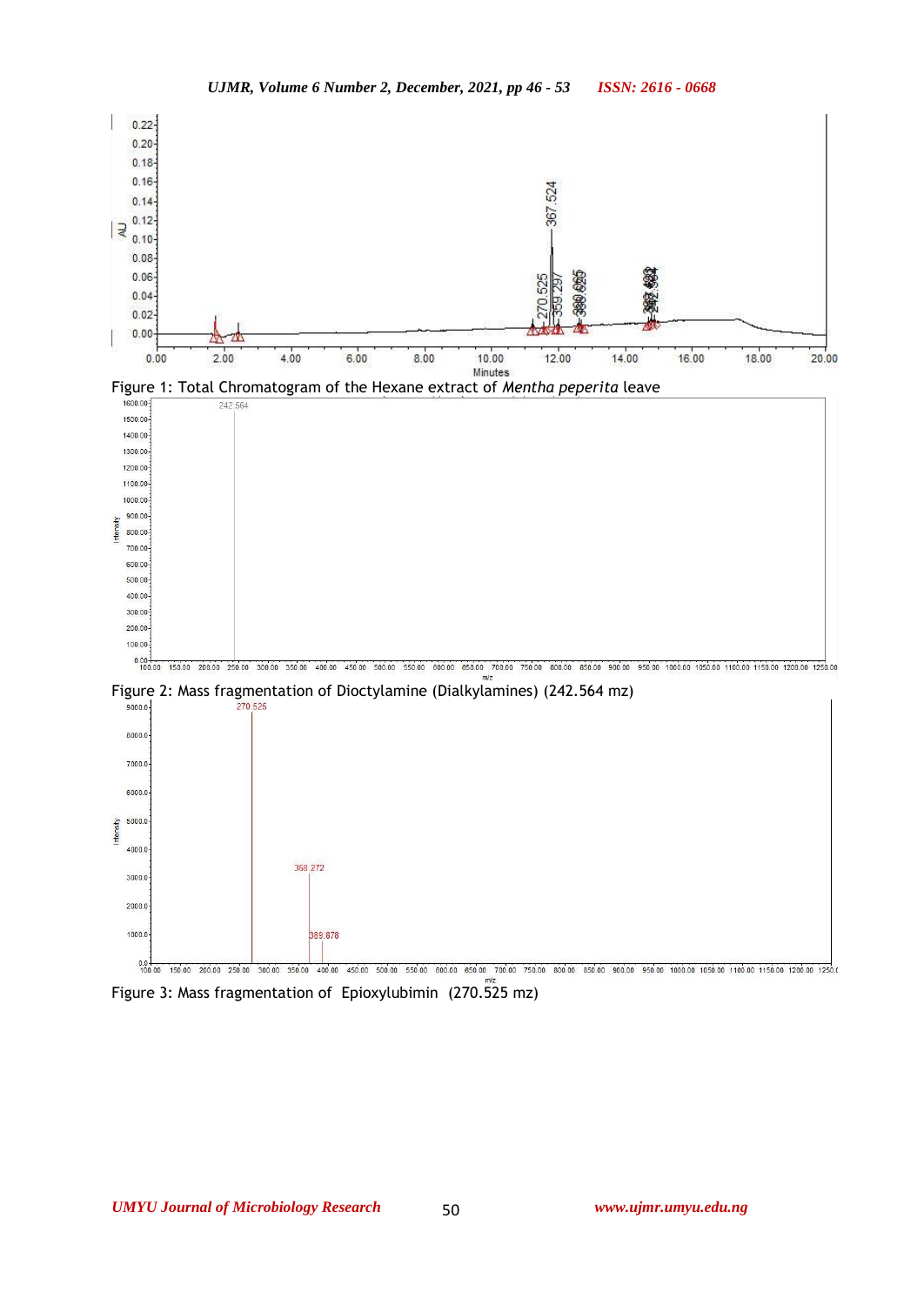Figure 1: Total Chromatogram of the Hexane extract of *Mentha peperita* leave

Figure 2: Mass fragmentation of Dioctylamine (Dialkylamines) (242.564 mz)

Figure 3: Mass fragmentation of Epioxylubimin (270.525 mz)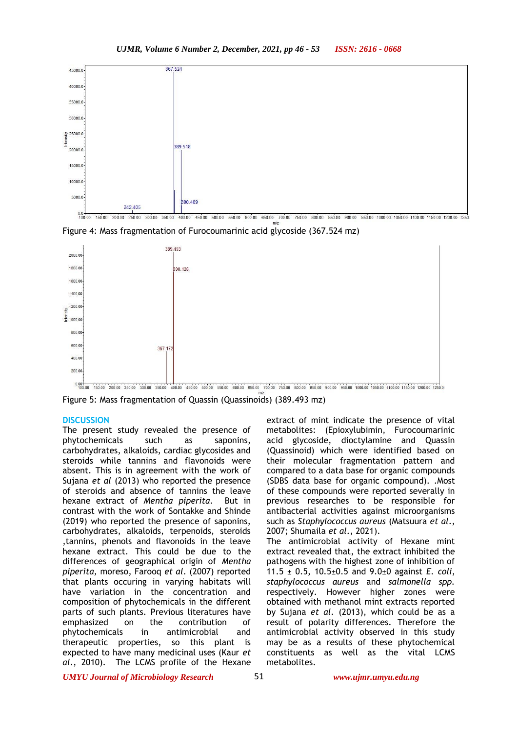Figure 4: Mass fragmentation of Furocoumarinic acid glycoside (367.524 mz)

Figure 5: Mass fragmentation of Quassin (Quassinoids) (389.493 mz)

## DISCUSSION

The present study revealed the presence of phytochemicals such as saponins, carbohydrates, alkaloids, cardiac glycosides and steroids while tannins and flavonoids were absent. This is in agreement with the work of Sujana *et al* (2013) who reported the presence of steroids and absence of tannins the leave hexane extract of *Mentha piperita.* But in contrast with the work of Sontakke and Shinde (2019) who reported the presence of saponins, carbohydrates, alkaloids, terpenoids, steroids ,tannins, phenols and flavonoids in the leave hexane extract. This could be due to the differences of geographical origin of *Mentha piperita,* moreso, Farooq *et al*. (2007) reported that plants occuring in varying habitats will have variation in the concentration and composition of phytochemicals in the different parts of such plants. Previous literatures have emphasized on the contribution of phytochemicals in antimicrobial and therapeutic properties, so this plant is expected to have many medicinal uses (Kaur *et al*., 2010). The LCMS profile of the Hexane extract of mint indicate the presence of vital metabolites: (Epioxylubimin, Furocoumarinic acid glycoside, dioctylamine and Quassin (Quassinoid) which were identified based on their molecular fragmentation pattern and compared to a data base for organic compounds (SDBS data base for organic compound). .Most of these compounds were reported severally in previous researches to be responsible for antibacterial activities against microorganisms such as *Staphylococcus aureus* (Matsuura *et al*., 2007; Shumaila *et al*., 2021).

The antimicrobial activity of Hexane mint extract revealed that, the extract inhibited the pathogens with the highest zone of inhibition of 11.5 ± 0.5, 10.5±0.5 and 9.0±0 against *E. coli, staphylococcus aureus* and *salmonella spp.* respectively. However higher zones were obtained with methanol mint extracts reported by Sujana *et al*. (2013), which could be as a result of polarity differences. Therefore the antimicrobial activity observed in this study may be as a results of these phytochemical constituents as well as the vital LCMS metabolites.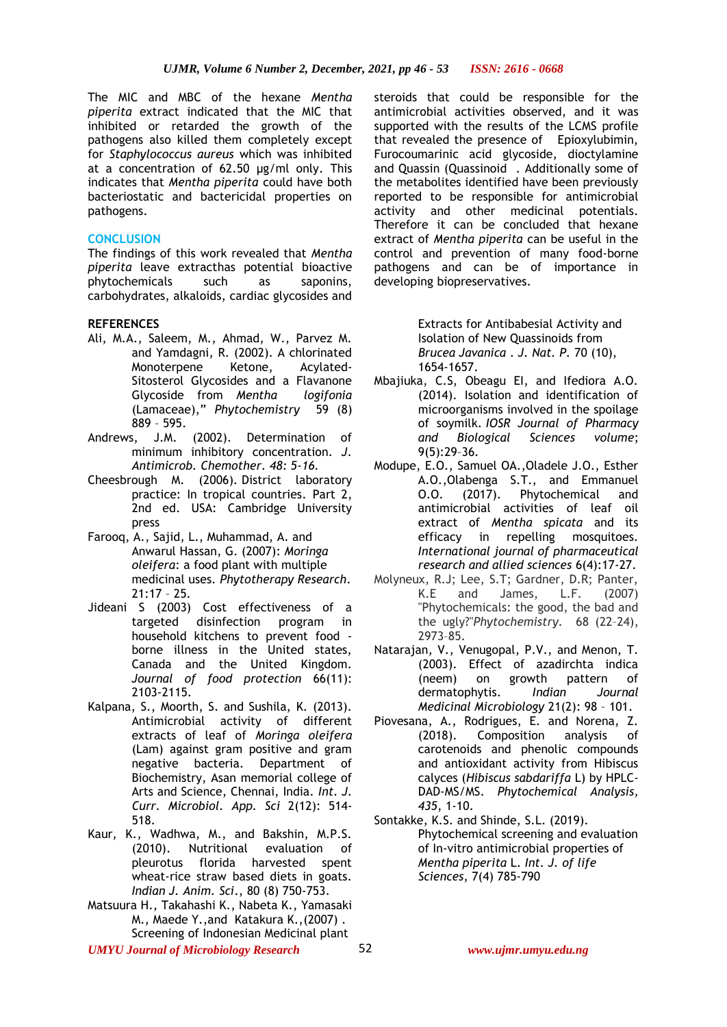The MIC and MBC of the hexane *Mentha piperita* extract indicated that the MIC that inhibited or retarded the growth of the pathogens also killed them completely except for *Staphylococcus aureus* which was inhibited at a concentration of 62.50 µg/ml only. This indicates that *Mentha piperita* could have both bacteriostatic and bactericidal properties on pathogens.

## CONCLUSION

The findings of this work revealed that *Mentha piperita* leave extracthas potential bioactive phytochemicals such as saponins, carbohydrates, alkaloids, cardiac glycosides and steroids that could be responsible for the antimicrobial activities observed, and it was supported with the results of the LCMS profile that revealed the presence of Epioxylubimin, Furocoumarinic acid glycoside, dioctylamine and Quassin (Quassinoid . Additionally some of the metabolites identified have been previously reported to be responsible for antimicrobial activity and other medicinal potentials. Therefore it can be concluded that hexane extract of *Mentha piperita* can be useful in the control and prevention of many food-borne pathogens and can be of importance in developing biopreservatives.

## REFERENCES

Ali, M.A., Saleem, M., Ahmad, W., Parvez M. and Yamdagni, R. (2002). A chlorinated Monoterpene Ketone, Acylated-Sitosterol Glycosides and a Flavanone Glycoside from *Mentha logifonia* (Lamaceae)," *Phytochemistry* 59 (8) 889 – 595.

Andrews, J.M. (2002). Determination of minimum inhibitory concentration. *J. Antimicrob. Chemother. 48: 5-16.*

Cheesbrough M. (2006). District laboratory practice: In tropical countries. Part 2, 2nd ed. USA: Cambridge University press

Farooq, A., Sajid, L., Muhammad, A. and Anwarul Hassan, G. (2007): *Moringa oleifera*: a food plant with multiple medicinal uses. *Phytotherapy Research*. 21:17 – 25.

Jideani S (2003) Cost effectiveness of a targeted disinfection program in household kitchens to prevent food -borne illness in the United states, Canada and the United Kingdom. *Journal of food protection* 66(11): 2103-2115.

Kalpana, S., Moorth, S. and Sushila, K. (2013). Antimicrobial activity of different extracts of leaf of *Moringa oleifera* (Lam) against gram positive and gram negative bacteria. Department of Biochemistry, Asan memorial college of Arts and Science, Chennai, India. *Int. J. Curr. Microbiol. App. Sci* 2(12): 514-518.

Kaur, K., Wadhwa, M., and Bakshin, M.P.S. (2010). Nutritional evaluation of pleurotus florida harvested spent wheat-rice straw based diets in goats. *Indian J. Anim. Sci.*, 80 (8) 750-753.

Matsuura H., Takahashi K., Nabeta K., Yamasaki M., Maede Y.,and Katakura K.,(2007) . Screening of Indonesian Medicinal plant Extracts for Antibabesial Activity and Isolation of New Quassinoids from *Brucea Javanica* . *J. Nat. P.* 70 (10), 1654-1657.

Mbajiuka, C.S, Obeagu EI, and Ifediora A.O. (2014). Isolation and identification of microorganisms involved in the spoilage of soymilk. *IOSR Journal of Pharmacy and Biological Sciences volume*; 9(5):29–36.

Modupe, E.O., Samuel OA.,Oladele J.O., Esther A.O.,Olabenga S.T., and Emmanuel O.O. (2017). Phytochemical and antimicrobial activities of leaf oil extract of *Mentha spicata* and its efficacy in repelling mosquitoes. *International journal of pharmaceutical research and allied sciences* 6(4):17-27.

Molyneux, R.J; Lee, S.T; Gardner, D.R; Panter, K.E and James, L.F. (2007) "Phytochemicals: the good, the bad and the ugly?"*Phytochemistry*. 68 (22–24), 2973–85.

Natarajan, V., Venugopal, P.V., and Menon, T. (2003). Effect of azadirchta indica (neem) on growth pattern of dermatophytis. *Indian Journal Medicinal Microbiology* 21(2): 98 – 101.

Piovesana, A., Rodrigues, E. and Norena, Z. (2018). Composition analysis of carotenoids and phenolic compounds and antioxidant activity from Hibiscus calyces (*Hibiscus sabdariffa* L) by HPLC-DAD-MS/MS. *Phytochemical Analysis, 435*, 1-10.

Sontakke, K.S. and Shinde, S.L. (2019). Phytochemical screening and evaluation of In-vitro antimicrobial properties of *Mentha piperita* L. *Int. J. of life Sciences*, 7(4) 785-790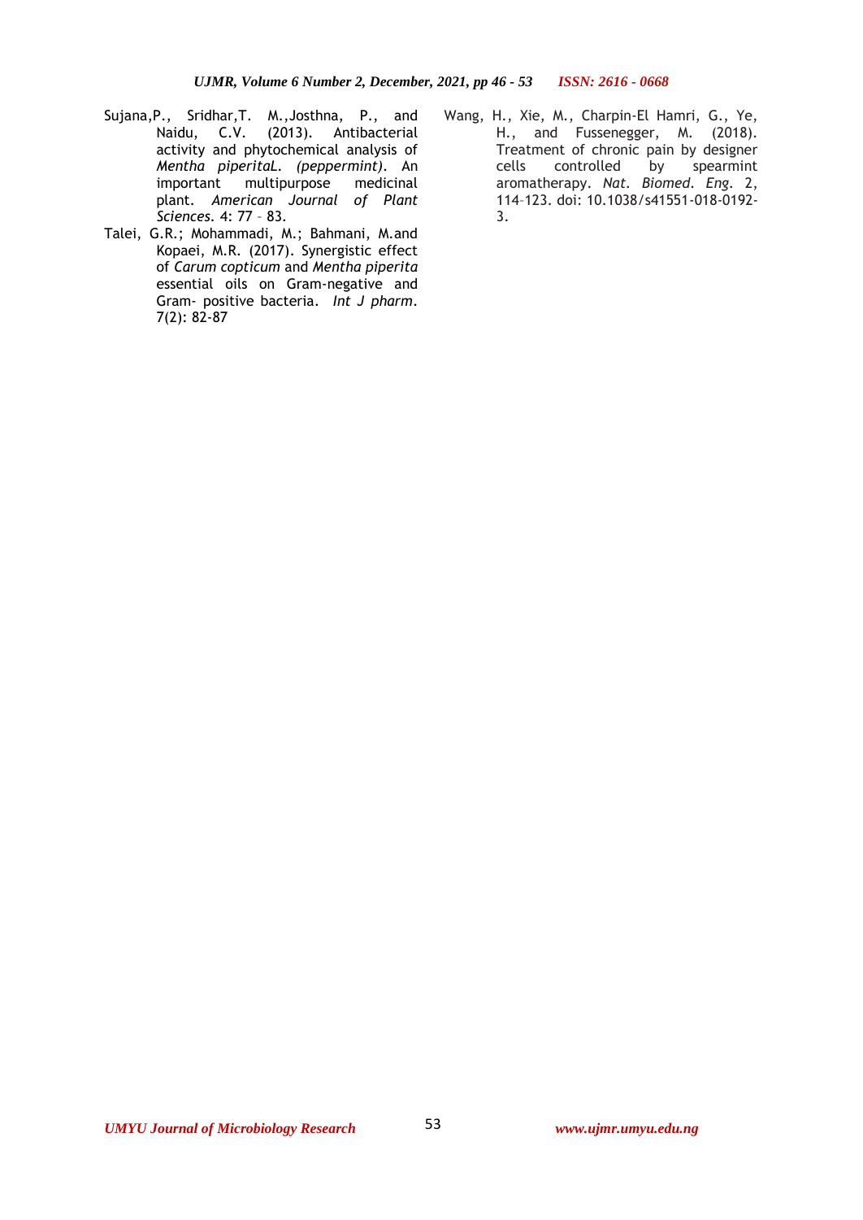Sujana,P., Sridhar,T. M.,Josthna, P., and Naidu, C.V. (2013). Antibacterial activity and phytochemical analysis of *Mentha piperitaL. (peppermint)*. An important multipurpose medicinal plant. *American Journal of Plant Sciences*. 4: 77 – 83.

Talei, G.R.; Mohammadi, M.; Bahmani, M.and Kopaei, M.R. (2017). Synergistic effect of *Carum copticum* and *Mentha piperita* essential oils on Gram-negative and Gram- positive bacteria. *Int J pharm*. 7(2): 82-87

Wang, H., Xie, M., Charpin-El Hamri, G., Ye, H., and Fussenegger, M. (2018). Treatment of chronic pain by designer cells controlled by spearmint aromatherapy. *Nat. Biomed. Eng.* 2, 114–123. doi: 10.1038/s41551-018-0192-3.